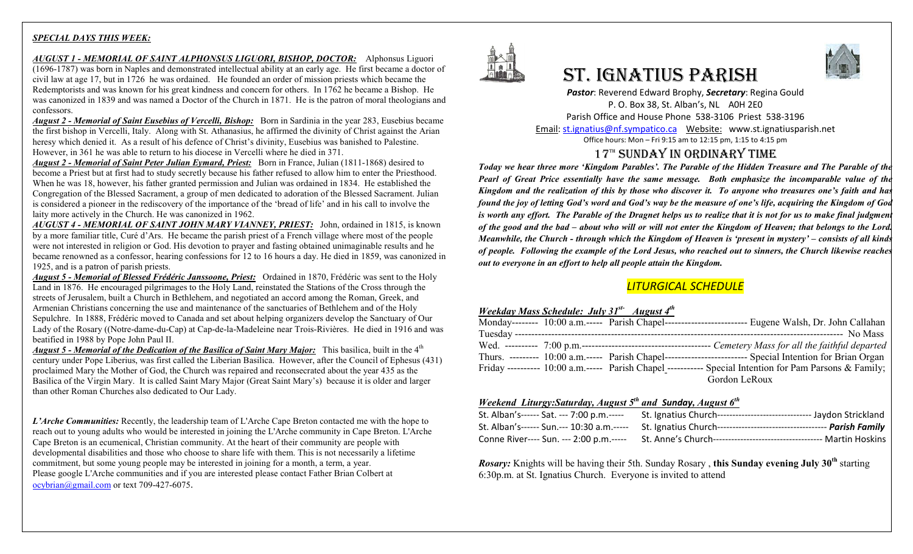***SPECIAL DAYS THIS WEEK:***

***AUGUST 1 - MEMORIAL OF SAINT ALPHONSUS LIGUORI, BISHOP, DOCTOR:*** Alphonsus Liguori (1696-1787) was born in Naples and demonstrated intellectual ability at an early age. He first became a doctor of civil law at age 17, but in 1726 he was ordained. He founded an order of mission priests which became the Redemptorists and was known for his great kindness and concern for others. In 1762 he became a Bishop. He was canonized in 1839 and was named a Doctor of the Church in 1871. He is the patron of moral theologians and confessors.

***August 2 - Memorial of Saint Eusebius of Vercelli, Bishop:*** Born in Sardinia in the year 283, Eusebius became the first bishop in Vercelli, Italy. Along with St. Athanasius, he affirmed the divinity of Christ against the Arian heresy which denied it. As a result of his defence of Christ's divinity, Eusebius was banished to Palestine. However, in 361 he was able to return to his diocese in Vercelli where he died in 371.

***August 2 - Memorial of Saint Peter Julian Eymard, Priest:*** Born in France, Julian (1811-1868) desired to become a Priest but at first had to study secretly because his father refused to allow him to enter the Priesthood. When he was 18, however, his father granted permission and Julian was ordained in 1834. He established the Congregation of the Blessed Sacrament, a group of men dedicated to adoration of the Blessed Sacrament. Julian is considered a pioneer in the rediscovery of the importance of the 'bread of life' and in his call to involve the laity more actively in the Church. He was canonized in 1962.

***AUGUST 4 - MEMORIAL OF SAINT JOHN MARY VIANNEY, PRIEST:*** John, ordained in 1815, is known by a more familiar title, Curé d'Ars. He became the parish priest of a French village where most of the people were not interested in religion or God. His devotion to prayer and fasting obtained unimaginable results and he became renowned as a confessor, hearing confessions for 12 to 16 hours a day. He died in 1859, was canonized in 1925, and is a patron of parish priests.

***August 5 - Memorial of Blessed Frédéric Janssoone, Priest:*** Ordained in 1870, Frédéric was sent to the Holy Land in 1876. He encouraged pilgrimages to the Holy Land, reinstated the Stations of the Cross through the streets of Jerusalem, built a Church in Bethlehem, and negotiated an accord among the Roman, Greek, and Armenian Christians concerning the use and maintenance of the sanctuaries of Bethlehem and of the Holy Sepulchre. In 1888, Frédéric moved to Canada and set about helping organizers develop the Sanctuary of Our Lady of the Rosary ((Notre-dame-du-Cap) at Cap-de-la-Madeleine near Trois-Rivières. He died in 1916 and was beatified in 1988 by Pope John Paul II.

***August 5 - Memorial of the Dedication of the Basilica of Saint Mary Major:*** This basilica, built in the 4th century under Pope Liberius, was first called the Liberian Basilica. However, after the Council of Ephesus (431) proclaimed Mary the Mother of God, the Church was repaired and reconsecrated about the year 435 as the Basilica of the Virgin Mary. It is called Saint Mary Major (Great Saint Mary's) because it is older and larger than other Roman Churches also dedicated to Our Lady.

***L'Arche Communities:*** Recently, the leadership team of L'Arche Cape Breton contacted me with the hope to reach out to young adults who would be interested in joining the L'Arche community in Cape Breton. L'Arche Cape Breton is an ecumenical, Christian community. At the heart of their community are people with developmental disabilities and those who choose to share life with them. This is not necessarily a lifetime commitment, but some young people may be interested in joining for a month, a term, a year.
Please google L'Arche communities and if you are interested please contact Father Brian Colbert at ocybrian@gmail.com or text 709-427-6075.

# ST. IGNATIUS PARISH

***Pastor***: Reverend Edward Brophy, ***Secretary***: Regina Gould
P. O. Box 38, St. Alban's, NL A0H 2E0
Parish Office and House Phone 538-3106 Priest 538-3196
Email: st.ignatius@nf.sympatico.ca Website: www.st.ignatiusparish.net
Office hours: Mon – Fri 9:15 am to 12:15 pm, 1:15 to 4:15 pm

## 17th SUNDAY IN ORDINARY TIME

***Today we hear three more 'Kingdom Parables'. The Parable of the Hidden Treasure and The Parable of the Pearl of Great Price essentially have the same message. Both emphasize the incomparable value of the Kingdom and the realization of this by those who discover it. To anyone who treasures one's faith and has found the joy of letting God's word and God's way be the measure of one's life, acquiring the Kingdom of God is worth any effort. The Parable of the Dragnet helps us to realize that it is not for us to make final judgment of the good and the bad – about who will or will not enter the Kingdom of Heaven; that belongs to the Lord. Meanwhile, the Church - through which the Kingdom of Heaven is 'present in mystery' – consists of all kinds of people. Following the example of the Lord Jesus, who reached out to sinners, the Church likewise reaches out to everyone in an effort to help all people attain the Kingdom.***

## *LITURGICAL SCHEDULE*

***Weekday Mass Schedule: July 31st- August 4th***

Monday-------- 10:00 a.m.----- Parish Chapel------------------------- Eugene Walsh, Dr. John Callahan
Tuesday ------------------------------------------------------------------------------------------------ No Mass
Wed. ---------- 7:00 p.m.---------------------------------------- *Cemetery Mass for all the faithful departed*
Thurs. --------- 10:00 a.m.----- Parish Chapel------------------------- Special Intention for Brian Organ
Friday ---------- 10:00 a.m.----- Parish Chapel----------- Special Intention for Pam Parsons & Family; Gordon LeRoux

***Weekend Liturgy:Saturday, August 5th and Sunday, August 6th***

St. Alban's------ Sat. --- 7:00 p.m.----- St. Ignatius Church------------------------------- Jaydon Strickland
St. Alban's------ Sun.--- 10:30 a.m.----- St. Ignatius Church----------------------------------- ***Parish Family***
Conne River---- Sun. --- 2:00 p.m.----- St. Anne's Church----------------------------------- Martin Hoskins

***Rosary:*** Knights will be having their 5th. Sunday Rosary , **this Sunday evening July 30th** starting 6:30p.m. at St. Ignatius Church. Everyone is invited to attend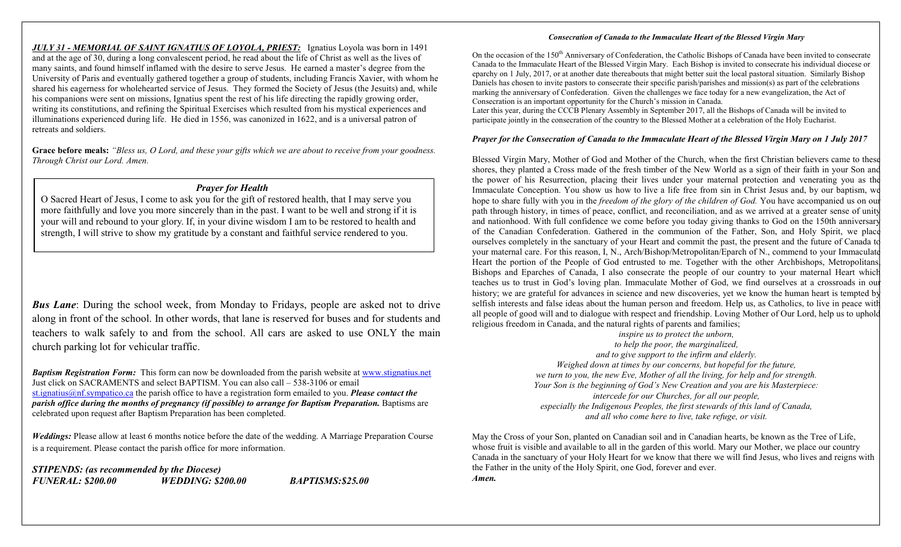***JULY 31 - MEMORIAL OF SAINT IGNATIUS OF LOYOLA, PRIEST:*** Ignatius Loyola was born in 1491 and at the age of 30, during a long convalescent period, he read about the life of Christ as well as the lives of many saints, and found himself inflamed with the desire to serve Jesus. He earned a master's degree from the University of Paris and eventually gathered together a group of students, including Francis Xavier, with whom he shared his eagerness for wholehearted service of Jesus. They formed the Society of Jesus (the Jesuits) and, while his companions were sent on missions, Ignatius spent the rest of his life directing the rapidly growing order, writing its constitutions, and refining the Spiritual Exercises which resulted from his mystical experiences and illuminations experienced during life. He died in 1556, was canonized in 1622, and is a universal patron of retreats and soldiers.

**Grace before meals:** *"Bless us, O Lord, and these your gifts which we are about to receive from your goodness. Through Christ our Lord. Amen.*

### *Prayer for Health*

O Sacred Heart of Jesus, I come to ask you for the gift of restored health, that I may serve you more faithfully and love you more sincerely than in the past. I want to be well and strong if it is your will and rebound to your glory. If, in your divine wisdom I am to be restored to health and strength, I will strive to show my gratitude by a constant and faithful service rendered to you.

***Bus Lane***: During the school week, from Monday to Fridays, people are asked not to drive along in front of the school. In other words, that lane is reserved for buses and for students and teachers to walk safely to and from the school. All cars are asked to use ONLY the main church parking lot for vehicular traffic.

***Baptism Registration Form:*** This form can now be downloaded from the parish website at www.stignatius.net Just click on SACRAMENTS and select BAPTISM. You can also call – 538-3106 or email st.ignatius@nf.sympatico.ca the parish office to have a registration form emailed to you. ***Please contact the parish office during the months of pregnancy (if possible) to arrange for Baptism Preparation.*** Baptisms are celebrated upon request after Baptism Preparation has been completed.

***Weddings:*** Please allow at least 6 months notice before the date of the wedding. A Marriage Preparation Course is a requirement. Please contact the parish office for more information.

***STIPENDS: (as recommended by the Diocese)***
***FUNERAL: $200.00 WEDDING: $200.00 BAPTISMS:$25.00***

### *Consecration of Canada to the Immaculate Heart of the Blessed Virgin Mary*

On the occasion of the 150th Anniversary of Confederation, the Catholic Bishops of Canada have been invited to consecrate Canada to the Immaculate Heart of the Blessed Virgin Mary. Each Bishop is invited to consecrate his individual diocese or eparchy on 1 July, 2017, or at another date thereabouts that might better suit the local pastoral situation. Similarly Bishop Daniels has chosen to invite pastors to consecrate their specific parish/parishes and mission(s) as part of the celebrations marking the anniversary of Confederation. Given the challenges we face today for a new evangelization, the Act of Consecration is an important opportunity for the Church's mission in Canada.
Later this year, during the CCCB Plenary Assembly in September 2017, all the Bishops of Canada will be invited to participate jointly in the consecration of the country to the Blessed Mother at a celebration of the Holy Eucharist.

### *Prayer for the Consecration of Canada to the Immaculate Heart of the Blessed Virgin Mary on 1 July 2017*

Blessed Virgin Mary, Mother of God and Mother of the Church, when the first Christian believers came to these shores, they planted a Cross made of the fresh timber of the New World as a sign of their faith in your Son and the power of his Resurrection, placing their lives under your maternal protection and venerating you as the Immaculate Conception. You show us how to live a life free from sin in Christ Jesus and, by our baptism, we hope to share fully with you in the *freedom of the glory of the children of God.* You have accompanied us on our path through history, in times of peace, conflict, and reconciliation, and as we arrived at a greater sense of unity and nationhood. With full confidence we come before you today giving thanks to God on the 150th anniversary of the Canadian Confederation. Gathered in the communion of the Father, Son, and Holy Spirit, we place ourselves completely in the sanctuary of your Heart and commit the past, the present and the future of Canada to your maternal care. For this reason, I, N., Arch/Bishop/Metropolitan/Eparch of N., commend to your Immaculate Heart the portion of the People of God entrusted to me. Together with the other Archbishops, Metropolitans, Bishops and Eparches of Canada, I also consecrate the people of our country to your maternal Heart which teaches us to trust in God's loving plan. Immaculate Mother of God, we find ourselves at a crossroads in our history; we are grateful for advances in science and new discoveries, yet we know the human heart is tempted by selfish interests and false ideas about the human person and freedom. Help us, as Catholics, to live in peace with all people of good will and to dialogue with respect and friendship. Loving Mother of Our Lord, help us to uphold religious freedom in Canada, and the natural rights of parents and families;

*inspire us to protect the unborn,*
*to help the poor, the marginalized,*
*and to give support to the infirm and elderly.*
*Weighed down at times by our concerns, but hopeful for the future,*
*we turn to you, the new Eve, Mother of all the living, for help and for strength.*
*Your Son is the beginning of God's New Creation and you are his Masterpiece:*
*intercede for our Churches, for all our people,*
*especially the Indigenous Peoples, the first stewards of this land of Canada,*
*and all who come here to live, take refuge, or visit.*

May the Cross of your Son, planted on Canadian soil and in Canadian hearts, be known as the Tree of Life, whose fruit is visible and available to all in the garden of this world. Mary our Mother, we place our country Canada in the sanctuary of your Holy Heart for we know that there we will find Jesus, who lives and reigns with the Father in the unity of the Holy Spirit, one God, forever and ever.
***Amen.***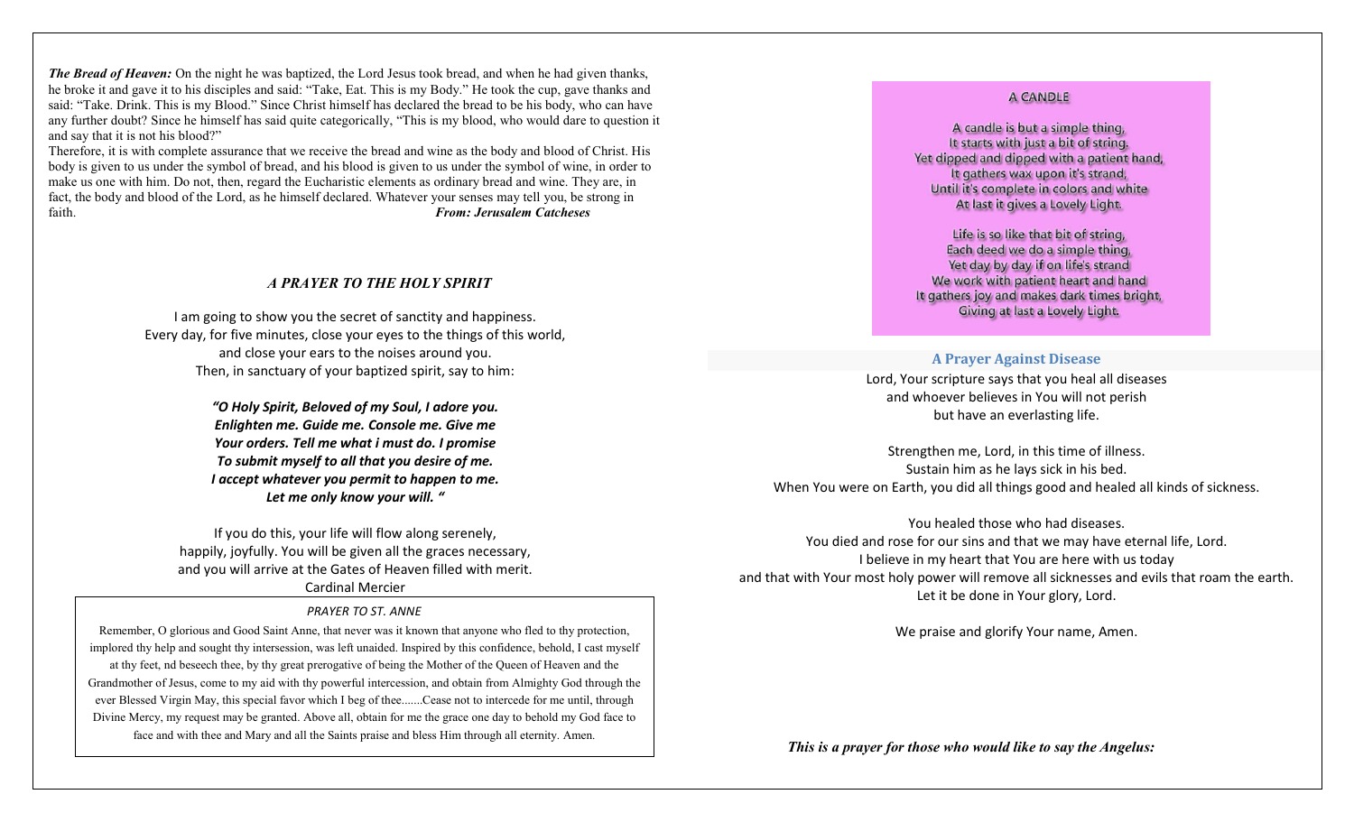***The Bread of Heaven:*** On the night he was baptized, the Lord Jesus took bread, and when he had given thanks, he broke it and gave it to his disciples and said: "Take, Eat. This is my Body." He took the cup, gave thanks and said: "Take. Drink. This is my Blood." Since Christ himself has declared the bread to be his body, who can have any further doubt? Since he himself has said quite categorically, "This is my blood, who would dare to question it and say that it is not his blood?"

Therefore, it is with complete assurance that we receive the bread and wine as the body and blood of Christ. His body is given to us under the symbol of bread, and his blood is given to us under the symbol of wine, in order to make us one with him. Do not, then, regard the Eucharistic elements as ordinary bread and wine. They are, in fact, the body and blood of the Lord, as he himself declared. Whatever your senses may tell you, be strong in faith.

***From: Jerusalem Catcheses***

### *A PRAYER TO THE HOLY SPIRIT*

I am going to show you the secret of sanctity and happiness.
Every day, for five minutes, close your eyes to the things of this world,
and close your ears to the noises around you.
Then, in sanctuary of your baptized spirit, say to him:

***"O Holy Spirit, Beloved of my Soul, I adore you.***
***Enlighten me. Guide me. Console me. Give me***
***Your orders. Tell me what i must do. I promise***
***To submit myself to all that you desire of me.***
***I accept whatever you permit to happen to me.***
***Let me only know your will. "***

If you do this, your life will flow along serenely,
happily, joyfully. You will be given all the graces necessary,
and you will arrive at the Gates of Heaven filled with merit.
Cardinal Mercier

### *PRAYER TO ST. ANNE*

Remember, O glorious and Good Saint Anne, that never was it known that anyone who fled to thy protection, implored thy help and sought thy intersession, was left unaided. Inspired by this confidence, behold, I cast myself at thy feet, nd beseech thee, by thy great prerogative of being the Mother of the Queen of Heaven and the Grandmother of Jesus, come to my aid with thy powerful intercession, and obtain from Almighty God through the ever Blessed Virgin May, this special favor which I beg of thee.......Cease not to intercede for me until, through Divine Mercy, my request may be granted. Above all, obtain for me the grace one day to behold my God face to face and with thee and Mary and all the Saints praise and bless Him through all eternity. Amen.

### A CANDLE

A candle is but a simple thing,
It starts with just a bit of string.
Yet dipped and dipped with a patient hand,
It gathers wax upon it's strand,
Until it's complete in colors and white
At last it gives a Lovely Light.

Life is so like that bit of string,
Each deed we do a simple thing,
Yet day by day if on life's strand
We work with patient heart and hand
It gathers joy and makes dark times bright,
Giving at last a Lovely Light.

### A Prayer Against Disease

Lord, Your scripture says that you heal all diseases
and whoever believes in You will not perish
but have an everlasting life.

Strengthen me, Lord, in this time of illness.
Sustain him as he lays sick in his bed.
When You were on Earth, you did all things good and healed all kinds of sickness.

You healed those who had diseases.
You died and rose for our sins and that we may have eternal life, Lord.
I believe in my heart that You are here with us today
and that with Your most holy power will remove all sicknesses and evils that roam the earth.
Let it be done in Your glory, Lord.

We praise and glorify Your name, Amen.

***This is a prayer for those who would like to say the Angelus:***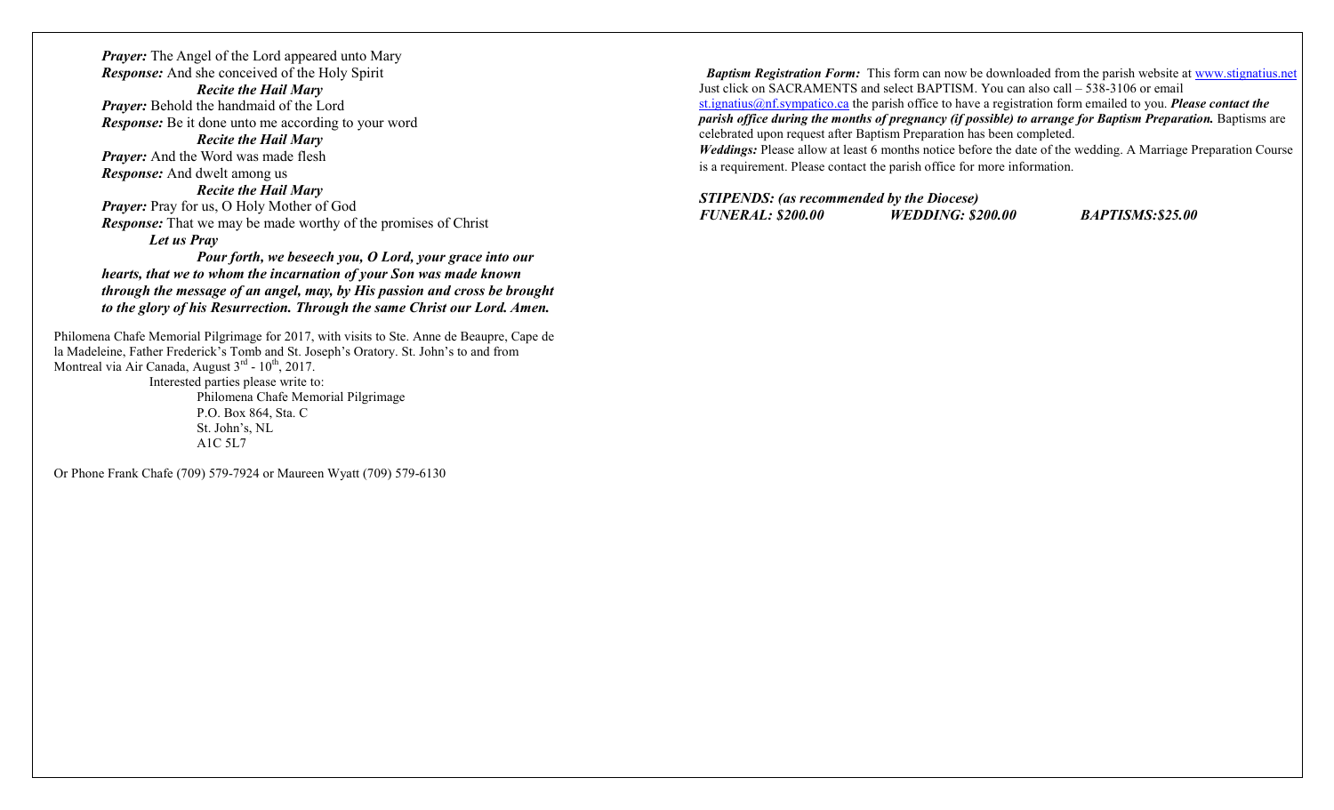***Prayer:*** The Angel of the Lord appeared unto Mary
***Response:*** And she conceived of the Holy Spirit

***Recite the Hail Mary***

***Prayer:*** Behold the handmaid of the Lord
***Response:*** Be it done unto me according to your word

***Recite the Hail Mary***

***Prayer:*** And the Word was made flesh
***Response:*** And dwelt among us

***Recite the Hail Mary***

***Prayer:*** Pray for us, O Holy Mother of God
***Response:*** That we may be made worthy of the promises of Christ

***Let us Pray***

***Pour forth, we beseech you, O Lord, your grace into our hearts, that we to whom the incarnation of your Son was made known through the message of an angel, may, by His passion and cross be brought to the glory of his Resurrection. Through the same Christ our Lord. Amen.***

Philomena Chafe Memorial Pilgrimage for 2017, with visits to Ste. Anne de Beaupre, Cape de la Madeleine, Father Frederick's Tomb and St. Joseph's Oratory. St. John's to and from Montreal via Air Canada, August 3rd - 10th, 2017.

Interested parties please write to:

Philomena Chafe Memorial Pilgrimage
P.O. Box 864, Sta. C
St. John's, NL
A1C 5L7

Or Phone Frank Chafe (709) 579-7924 or Maureen Wyatt (709) 579-6130

***Baptism Registration Form:*** This form can now be downloaded from the parish website at www.stignatius.net Just click on SACRAMENTS and select BAPTISM. You can also call – 538-3106 or email st.ignatius@nf.sympatico.ca the parish office to have a registration form emailed to you. ***Please contact the parish office during the months of pregnancy (if possible) to arrange for Baptism Preparation.*** Baptisms are celebrated upon request after Baptism Preparation has been completed.

***Weddings:*** Please allow at least 6 months notice before the date of the wedding. A Marriage Preparation Course is a requirement. Please contact the parish office for more information.

***STIPENDS: (as recommended by the Diocese)***
***FUNERAL: $200.00 WEDDING: $200.00 BAPTISMS:$25.00***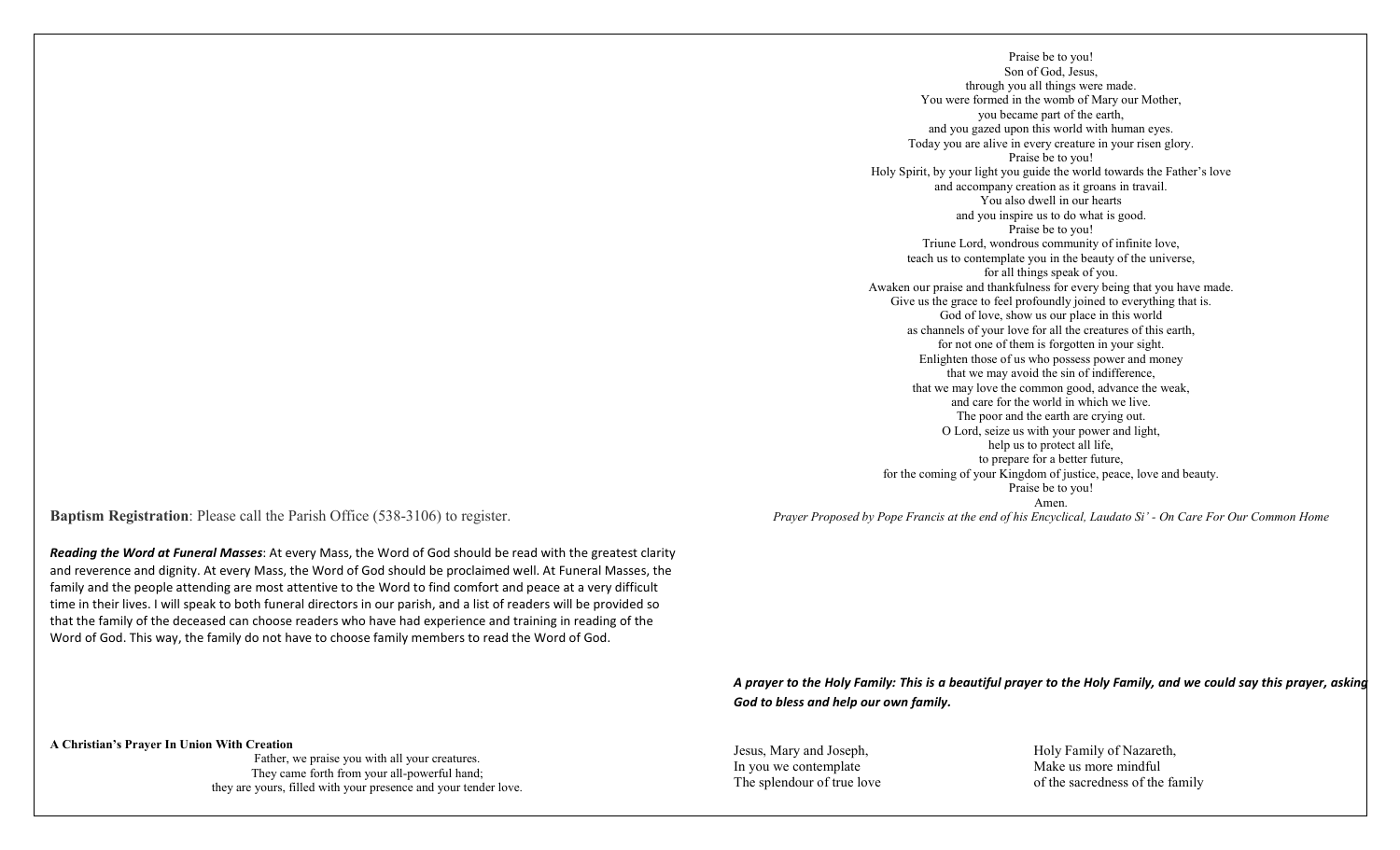**Baptism Registration**: Please call the Parish Office (538-3106) to register.

***Reading the Word at Funeral Masses***: At every Mass, the Word of God should be read with the greatest clarity and reverence and dignity. At every Mass, the Word of God should be proclaimed well. At Funeral Masses, the family and the people attending are most attentive to the Word to find comfort and peace at a very difficult time in their lives. I will speak to both funeral directors in our parish, and a list of readers will be provided so that the family of the deceased can choose readers who have had experience and training in reading of the Word of God. This way, the family do not have to choose family members to read the Word of God.

**A Christian's Prayer In Union With Creation**

Father, we praise you with all your creatures.
They came forth from your all-powerful hand;
they are yours, filled with your presence and your tender love.

Praise be to you!
Son of God, Jesus,
through you all things were made.
You were formed in the womb of Mary our Mother,
you became part of the earth,
and you gazed upon this world with human eyes.
Today you are alive in every creature in your risen glory.
Praise be to you!
Holy Spirit, by your light you guide the world towards the Father's love
and accompany creation as it groans in travail.
You also dwell in our hearts
and you inspire us to do what is good.
Praise be to you!
Triune Lord, wondrous community of infinite love,
teach us to contemplate you in the beauty of the universe,
for all things speak of you.
Awaken our praise and thankfulness for every being that you have made.
Give us the grace to feel profoundly joined to everything that is.
God of love, show us our place in this world
as channels of your love for all the creatures of this earth,
for not one of them is forgotten in your sight.
Enlighten those of us who possess power and money
that we may avoid the sin of indifference,
that we may love the common good, advance the weak,
and care for the world in which we live.
The poor and the earth are crying out.
O Lord, seize us with your power and light,
help us to protect all life,
to prepare for a better future,
for the coming of your Kingdom of justice, peace, love and beauty.
Praise be to you!
Amen.

*Prayer Proposed by Pope Francis at the end of his Encyclical, Laudato Si' - On Care For Our Common Home*

***A prayer to the Holy Family: This is a beautiful prayer to the Holy Family, and we could say this prayer, asking God to bless and help our own family.***

Jesus, Mary and Joseph,
In you we contemplate
The splendour of true love

Holy Family of Nazareth,
Make us more mindful
of the sacredness of the family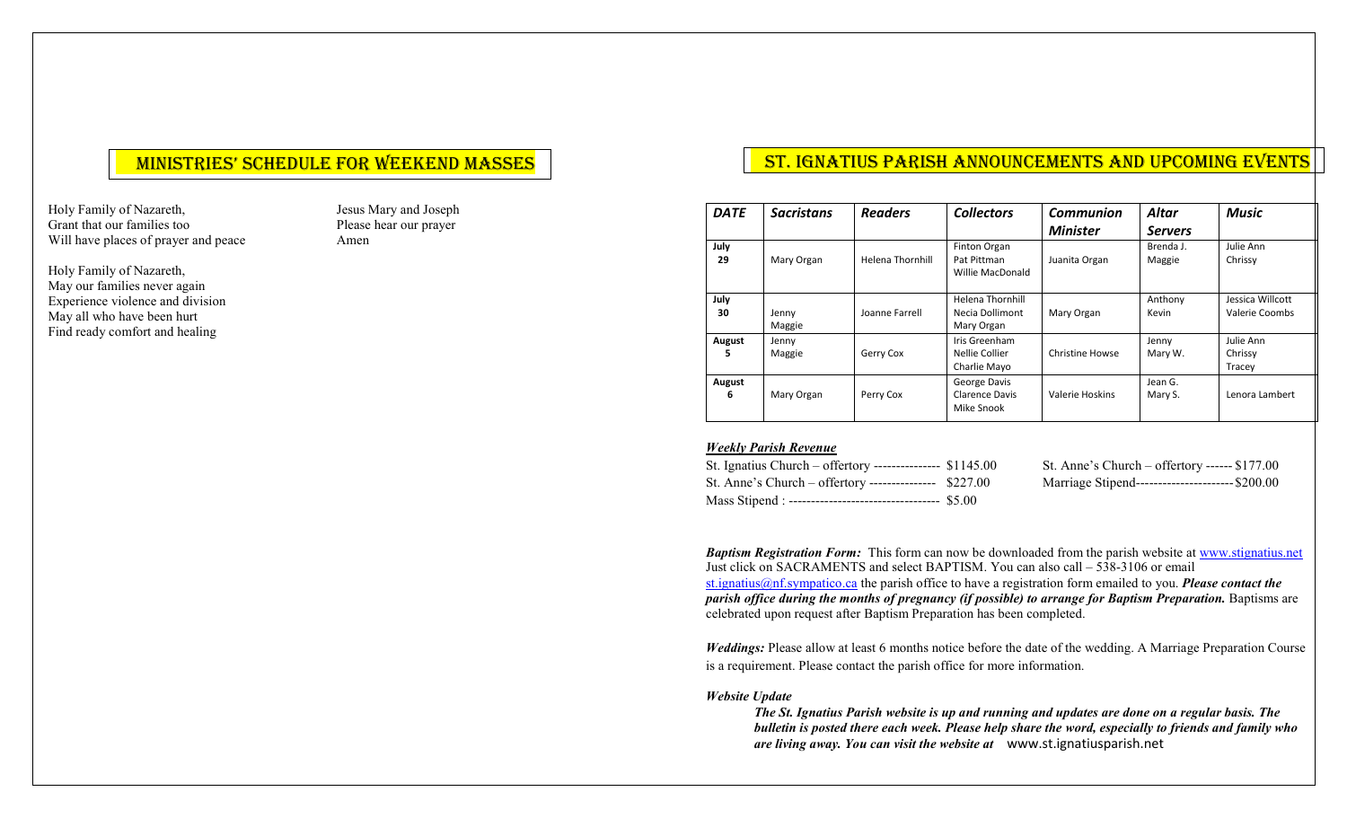## MINISTRIES' SCHEDULE FOR WEEKEND MASSES

Holy Family of Nazareth,
Grant that our families too
Will have places of prayer and peace

Holy Family of Nazareth,
May our families never again
Experience violence and division
May all who have been hurt
Find ready comfort and healing

Jesus Mary and Joseph
Please hear our prayer
Amen

## ST. IGNATIUS PARISH ANNOUNCEMENTS AND UPCOMING EVENTS

| *DATE* | *Sacristans* | *Readers* | *Collectors* | *Communion Minister* | *Altar Servers* | *Music* |
|---|---|---|---|---|---|---|
| **July 29** | Mary Organ | Helena Thornhill | Finton Organ<br>Pat Pittman<br>Willie MacDonald | Juanita Organ | Brenda J.<br>Maggie | Julie Ann<br>Chrissy |
| **July 30** | Jenny<br>Maggie | Joanne Farrell | Helena Thornhill<br>Necia Dollimont<br>Mary Organ | Mary Organ | Anthony<br>Kevin | Jessica Willcott<br>Valerie Coombs |
| **August 5** | Jenny<br>Maggie | Gerry Cox | Iris Greenham<br>Nellie Collier<br>Charlie Mayo | Christine Howse | Jenny<br>Mary W. | Julie Ann<br>Chrissy<br>Tracey |
| **August 6** | Mary Organ | Perry Cox | George Davis<br>Clarence Davis<br>Mike Snook | Valerie Hoskins | Jean G.<br>Mary S. | Lenora Lambert |

***Weekly Parish Revenue***

St. Ignatius Church – offertory --------------- $1145.00
St. Anne's Church – offertory --------------- $227.00
Mass Stipend : ---------------------------------- $5.00
St. Anne's Church – offertory ------ $177.00
Marriage Stipend---------------------- $200.00

***Baptism Registration Form:*** This form can now be downloaded from the parish website at www.stignatius.net Just click on SACRAMENTS and select BAPTISM. You can also call – 538-3106 or email st.ignatius@nf.sympatico.ca the parish office to have a registration form emailed to you. ***Please contact the parish office during the months of pregnancy (if possible) to arrange for Baptism Preparation.*** Baptisms are celebrated upon request after Baptism Preparation has been completed.

***Weddings:*** Please allow at least 6 months notice before the date of the wedding. A Marriage Preparation Course is a requirement. Please contact the parish office for more information.

***Website Update***

***The St. Ignatius Parish website is up and running and updates are done on a regular basis. The bulletin is posted there each week. Please help share the word, especially to friends and family who are living away. You can visit the website at*** www.st.ignatiusparish.net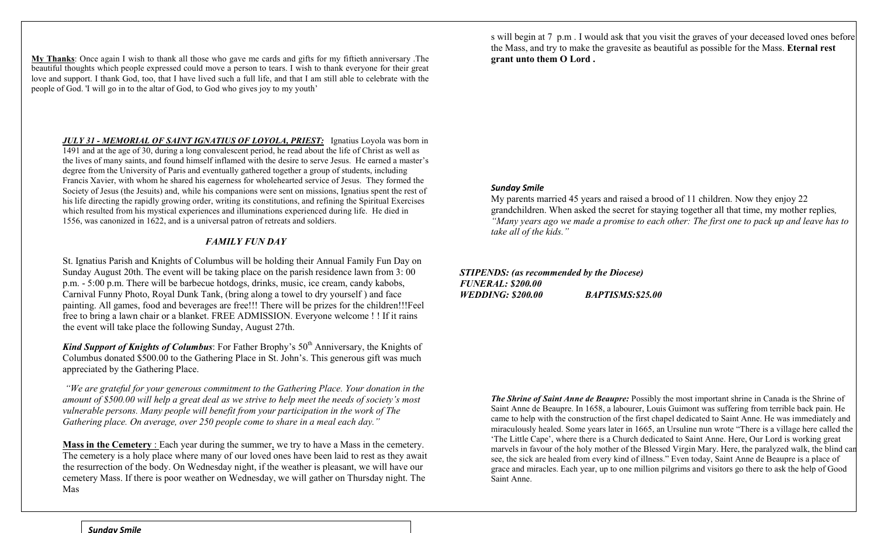**My Thanks**: Once again I wish to thank all those who gave me cards and gifts for my fiftieth anniversary .The beautiful thoughts which people expressed could move a person to tears. I wish to thank everyone for their great love and support. I thank God, too, that I have lived such a full life, and that I am still able to celebrate with the people of God. 'I will go in to the altar of God, to God who gives joy to my youth'

***JULY 31 - MEMORIAL OF SAINT IGNATIUS OF LOYOLA, PRIEST:*** Ignatius Loyola was born in 1491 and at the age of 30, during a long convalescent period, he read about the life of Christ as well as the lives of many saints, and found himself inflamed with the desire to serve Jesus. He earned a master's degree from the University of Paris and eventually gathered together a group of students, including Francis Xavier, with whom he shared his eagerness for wholehearted service of Jesus. They formed the Society of Jesus (the Jesuits) and, while his companions were sent on missions, Ignatius spent the rest of his life directing the rapidly growing order, writing its constitutions, and refining the Spiritual Exercises which resulted from his mystical experiences and illuminations experienced during life. He died in 1556, was canonized in 1622, and is a universal patron of retreats and soldiers.

*FAMILY FUN DAY*

St. Ignatius Parish and Knights of Columbus will be holding their Annual Family Fun Day on Sunday August 20th. The event will be taking place on the parish residence lawn from 3: 00 p.m. - 5:00 p.m. There will be barbecue hotdogs, drinks, music, ice cream, candy kabobs, Carnival Funny Photo, Royal Dunk Tank, (bring along a towel to dry yourself ) and face painting. All games, food and beverages are free!!! There will be prizes for the children!!!Feel free to bring a lawn chair or a blanket. FREE ADMISSION. Everyone welcome ! ! If it rains the event will take place the following Sunday, August 27th.

***Kind Support of Knights of Columbus***: For Father Brophy's 50th Anniversary, the Knights of Columbus donated $500.00 to the Gathering Place in St. John's. This generous gift was much appreciated by the Gathering Place.

*"We are grateful for your generous commitment to the Gathering Place. Your donation in the amount of $500.00 will help a great deal as we strive to help meet the needs of society's most vulnerable persons. Many people will benefit from your participation in the work of The Gathering place. On average, over 250 people come to share in a meal each day."*

**Mass in the Cemetery** : Each year during the summer, we try to have a Mass in the cemetery. The cemetery is a holy place where many of our loved ones have been laid to rest as they await the resurrection of the body. On Wednesday night, if the weather is pleasant, we will have our cemetery Mass. If there is poor weather on Wednesday, we will gather on Thursday night. The Mass will begin at 7 p.m . I would ask that you visit the graves of your deceased loved ones before the Mass, and try to make the gravesite as beautiful as possible for the Mass. **Eternal rest grant unto them O Lord .**

***Sunday Smile***

My parents married 45 years and raised a brood of 11 children. Now they enjoy 22 grandchildren. When asked the secret for staying together all that time, my mother replies, *"Many years ago we made a promise to each other: The first one to pack up and leave has to take all of the kids."*

***STIPENDS: (as recommended by the Diocese)***
***FUNERAL: $200.00***
***WEDDING: $200.00*** ***BAPTISMS:$25.00***

***The Shrine of Saint Anne de Beaupre:*** Possibly the most important shrine in Canada is the Shrine of Saint Anne de Beaupre. In 1658, a labourer, Louis Guimont was suffering from terrible back pain. He came to help with the construction of the first chapel dedicated to Saint Anne. He was immediately and miraculously healed. Some years later in 1665, an Ursuline nun wrote "There is a village here called the 'The Little Cape', where there is a Church dedicated to Saint Anne. Here, Our Lord is working great marvels in favour of the holy mother of the Blessed Virgin Mary. Here, the paralyzed walk, the blind can see, the sick are healed from every kind of illness." Even today, Saint Anne de Beaupre is a place of grace and miracles. Each year, up to one million pilgrims and visitors go there to ask the help of Good Saint Anne.

***Sunday Smile***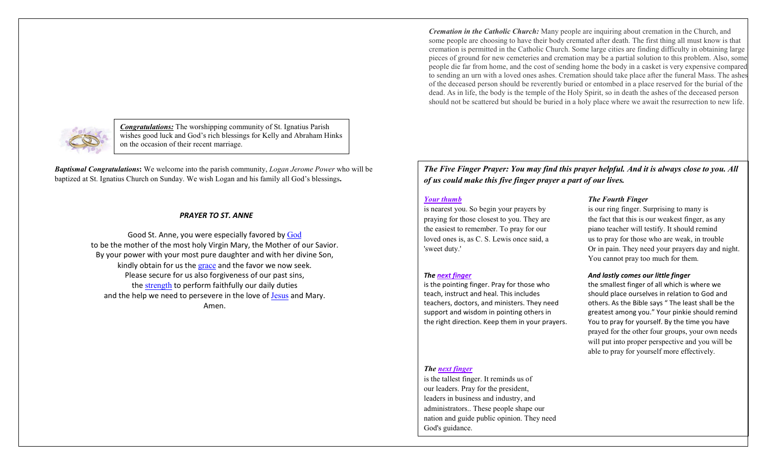***Congratulations:*** The worshipping community of St. Ignatius Parish wishes good luck and God's rich blessings for Kelly and Abraham Hinks on the occasion of their recent marriage.

***Baptismal Congratulations*:** We welcome into the parish community, *Logan Jerome Power* who will be baptized at St. Ignatius Church on Sunday. We wish Logan and his family all God's blessings**.**

### *PRAYER TO ST. ANNE*

Good St. Anne, you were especially favored by God
to be the mother of the most holy Virgin Mary, the Mother of our Savior.
By your power with your most pure daughter and with her divine Son,
kindly obtain for us the grace and the favor we now seek.
Please secure for us also forgiveness of our past sins,
the strength to perform faithfully our daily duties
and the help we need to persevere in the love of Jesus and Mary.
Amen.

***Cremation in the Catholic Church:*** Many people are inquiring about cremation in the Church, and some people are choosing to have their body cremated after death. The first thing all must know is that cremation is permitted in the Catholic Church. Some large cities are finding difficulty in obtaining large pieces of ground for new cemeteries and cremation may be a partial solution to this problem. Also, some people die far from home, and the cost of sending home the body in a casket is very expensive compared to sending an urn with a loved ones ashes. Cremation should take place after the funeral Mass. The ashes of the deceased person should be reverently buried or entombed in a place reserved for the burial of the dead. As in life, the body is the temple of the Holy Spirit, so in death the ashes of the deceased person should not be scattered but should be buried in a holy place where we await the resurrection to new life.

***The Five Finger Prayer: You may find this prayer helpful. And it is always close to you. All of us could make this five finger prayer a part of our lives.***

***Your thumb***
is nearest you. So begin your prayers by praying for those closest to you. They are the easiest to remember. To pray for our loved ones is, as C. S. Lewis once said, a 'sweet duty.'

***The next finger***
is the pointing finger. Pray for those who teach, instruct and heal. This includes teachers, doctors, and ministers. They need support and wisdom in pointing others in the right direction. Keep them in your prayers.

***The next finger***
is the tallest finger. It reminds us of our leaders. Pray for the president, leaders in business and industry, and administrators.. These people shape our nation and guide public opinion. They need God's guidance.

***The Fourth Finger***
is our ring finger. Surprising to many is the fact that this is our weakest finger, as any piano teacher will testify. It should remind us to pray for those who are weak, in trouble Or in pain. They need your prayers day and night. You cannot pray too much for them.

***And lastly comes our little finger***
the smallest finger of all which is where we should place ourselves in relation to God and others. As the Bible says " The least shall be the greatest among you." Your pinkie should remind You to pray for yourself. By the time you have prayed for the other four groups, your own needs will put into proper perspective and you will be able to pray for yourself more effectively.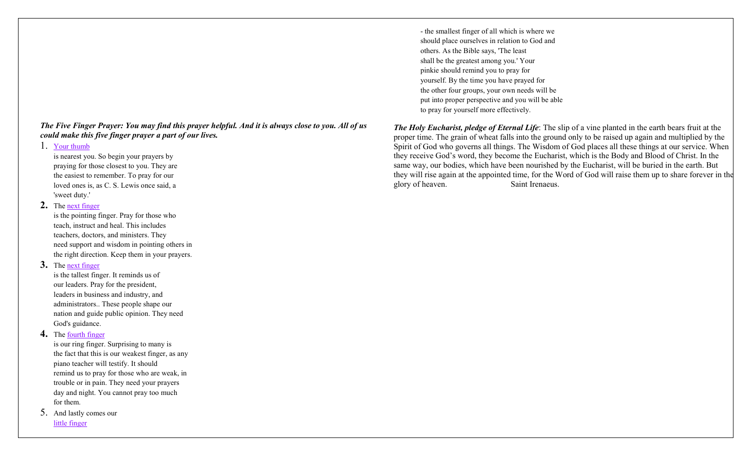***The Five Finger Prayer: You may find this prayer helpful. And it is always close to you. All of us could make this five finger prayer a part of our lives.***

1. Your thumb
   is nearest you. So begin your prayers by praying for those closest to you. They are the easiest to remember. To pray for our loved ones is, as C. S. Lewis once said, a 'sweet duty.'
2. The next finger
   is the pointing finger. Pray for those who teach, instruct and heal. This includes teachers, doctors, and ministers. They need support and wisdom in pointing others in the right direction. Keep them in your prayers.
3. The next finger
   is the tallest finger. It reminds us of our leaders. Pray for the president, leaders in business and industry, and administrators.. These people shape our nation and guide public opinion. They need God's guidance.
4. The fourth finger
   is our ring finger. Surprising to many is the fact that this is our weakest finger, as any piano teacher will testify. It should remind us to pray for those who are weak, in trouble or in pain. They need your prayers day and night. You cannot pray too much for them.
5. And lastly comes our
   little finger
   - the smallest finger of all which is where we should place ourselves in relation to God and others. As the Bible says, 'The least shall be the greatest among you.' Your pinkie should remind you to pray for yourself. By the time you have prayed for the other four groups, your own needs will be put into proper perspective and you will be able to pray for yourself more effectively.

***The Holy Eucharist, pledge of Eternal Life***: The slip of a vine planted in the earth bears fruit at the proper time. The grain of wheat falls into the ground only to be raised up again and multiplied by the Spirit of God who governs all things. The Wisdom of God places all these things at our service. When they receive God's word, they become the Eucharist, which is the Body and Blood of Christ. In the same way, our bodies, which have been nourished by the Eucharist, will be buried in the earth. But they will rise again at the appointed time, for the Word of God will raise them up to share forever in the glory of heaven. Saint Irenaeus.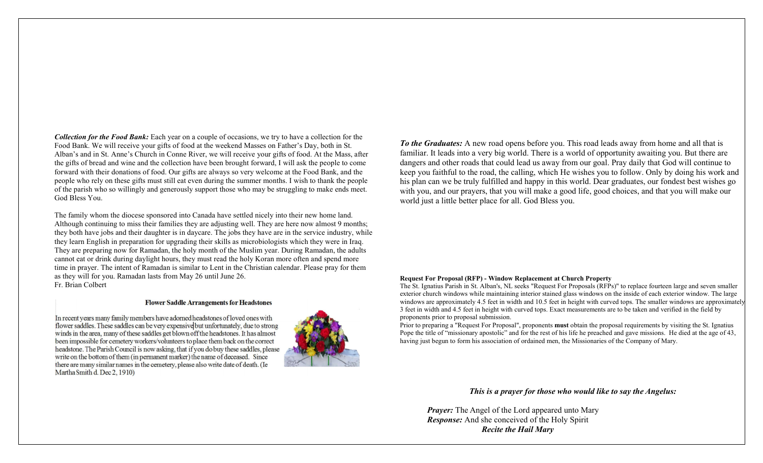***Collection for the Food Bank:*** Each year on a couple of occasions, we try to have a collection for the Food Bank. We will receive your gifts of food at the weekend Masses on Father's Day, both in St. Alban's and in St. Anne's Church in Conne River, we will receive your gifts of food. At the Mass, after the gifts of bread and wine and the collection have been brought forward, I will ask the people to come forward with their donations of food. Our gifts are always so very welcome at the Food Bank, and the people who rely on these gifts must still eat even during the summer months. I wish to thank the people of the parish who so willingly and generously support those who may be struggling to make ends meet. God Bless You.

The family whom the diocese sponsored into Canada have settled nicely into their new home land. Although continuing to miss their families they are adjusting well. They are here now almost 9 months; they both have jobs and their daughter is in daycare. The jobs they have are in the service industry, while they learn English in preparation for upgrading their skills as microbiologists which they were in Iraq. They are preparing now for Ramadan, the holy month of the Muslim year. During Ramadan, the adults cannot eat or drink during daylight hours, they must read the holy Koran more often and spend more time in prayer. The intent of Ramadan is similar to Lent in the Christian calendar. Please pray for them as they will for you. Ramadan lasts from May 26 until June 26.
Fr. Brian Colbert

**Flower Saddle Arrangements for Headstones**

In recent years many family members have adorned headstones of loved ones with flower saddles. These saddles can be very expensive but unfortunately, due to strong winds in the area, many of these saddles get blown off the headstones. It has almost been impossible for cemetery workers/volunteers to place them back on the correct headstone. The Parish Council is now asking, that if you do buy these saddles, please write on the bottom of them (in permanent marker) the name of deceased. Since there are many similar names in the cemetery, please also write date of death. (Ie Martha Smith d. Dec 2, 1910)

***To the Graduates:*** A new road opens before you. This road leads away from home and all that is familiar. It leads into a very big world. There is a world of opportunity awaiting you. But there are dangers and other roads that could lead us away from our goal. Pray daily that God will continue to keep you faithful to the road, the calling, which He wishes you to follow. Only by doing his work and his plan can we be truly fulfilled and happy in this world. Dear graduates, our fondest best wishes go with you, and our prayers, that you will make a good life, good choices, and that you will make our world just a little better place for all. God Bless you.

**Request For Proposal (RFP) - Window Replacement at Church Property**

The St. Ignatius Parish in St. Alban's, NL seeks "Request For Proposals (RFPs)" to replace fourteen large and seven smaller exterior church windows while maintaining interior stained glass windows on the inside of each exterior window. The large windows are approximately 4.5 feet in width and 10.5 feet in height with curved tops. The smaller windows are approximately 3 feet in width and 4.5 feet in height with curved tops. Exact measurements are to be taken and verified in the field by proponents prior to proposal submission.

Prior to preparing a "Request For Proposal", proponents **must** obtain the proposal requirements by visiting the St. Ignatius Pope the title of "missionary apostolic" and for the rest of his life he preached and gave missions. He died at the age of 43, having just begun to form his association of ordained men, the Missionaries of the Company of Mary.

***This is a prayer for those who would like to say the Angelus:***

***Prayer:*** The Angel of the Lord appeared unto Mary
***Response:*** And she conceived of the Holy Spirit
***Recite the Hail Mary***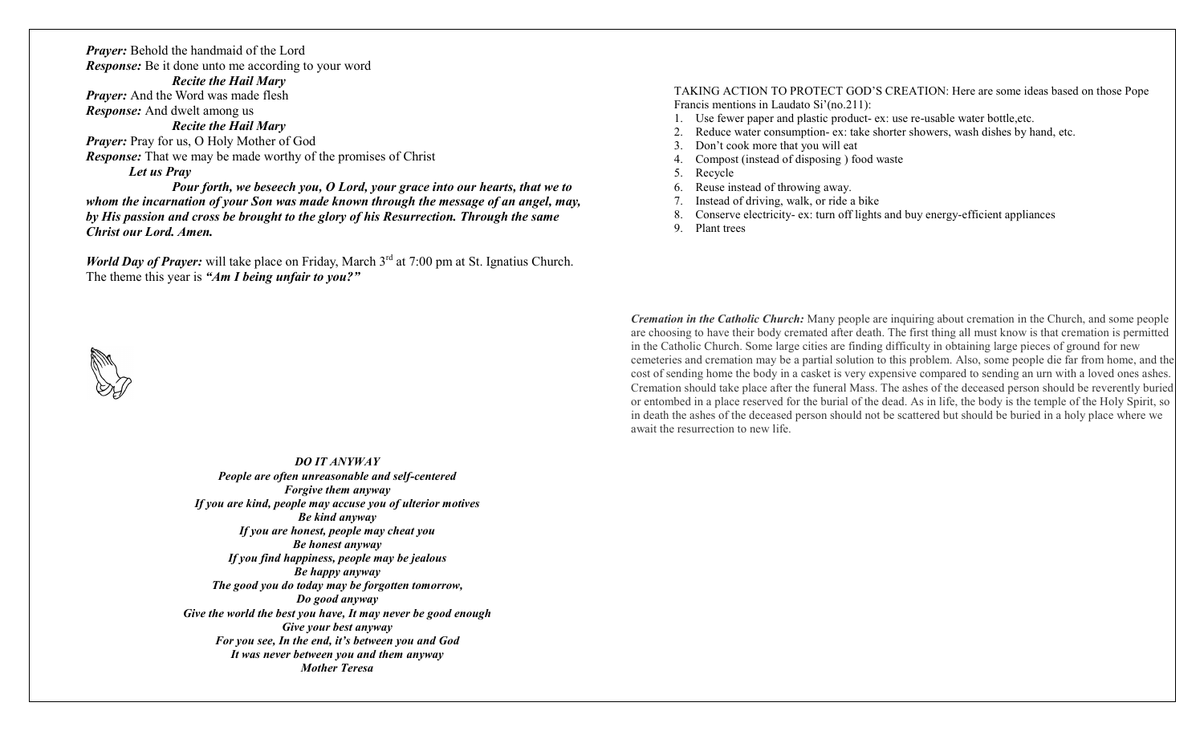***Prayer:*** Behold the handmaid of the Lord
***Response:*** Be it done unto me according to your word

***Recite the Hail Mary***

***Prayer:*** And the Word was made flesh
***Response:*** And dwelt among us

***Recite the Hail Mary***

***Prayer:*** Pray for us, O Holy Mother of God
***Response:*** That we may be made worthy of the promises of Christ

***Let us Pray***

***Pour forth, we beseech you, O Lord, your grace into our hearts, that we to whom the incarnation of your Son was made known through the message of an angel, may, by His passion and cross be brought to the glory of his Resurrection. Through the same Christ our Lord. Amen.***

***World Day of Prayer:*** will take place on Friday, March 3rd at 7:00 pm at St. Ignatius Church. The theme this year is ***"Am I being unfair to you?"***

***DO IT ANYWAY***
***People are often unreasonable and self-centered***
***Forgive them anyway***
***If you are kind, people may accuse you of ulterior motives***
***Be kind anyway***
***If you are honest, people may cheat you***
***Be honest anyway***
***If you find happiness, people may be jealous***
***Be happy anyway***
***The good you do today may be forgotten tomorrow,***
***Do good anyway***
***Give the world the best you have, It may never be good enough***
***Give your best anyway***
***For you see, In the end, it's between you and God***
***It was never between you and them anyway***
***Mother Teresa***

TAKING ACTION TO PROTECT GOD'S CREATION: Here are some ideas based on those Pope Francis mentions in Laudato Si'(no.211):

1. Use fewer paper and plastic product- ex: use re-usable water bottle,etc.
2. Reduce water consumption- ex: take shorter showers, wash dishes by hand, etc.
3. Don't cook more that you will eat
4. Compost (instead of disposing ) food waste
5. Recycle
6. Reuse instead of throwing away.
7. Instead of driving, walk, or ride a bike
8. Conserve electricity- ex: turn off lights and buy energy-efficient appliances
9. Plant trees

***Cremation in the Catholic Church:*** Many people are inquiring about cremation in the Church, and some people are choosing to have their body cremated after death. The first thing all must know is that cremation is permitted in the Catholic Church. Some large cities are finding difficulty in obtaining large pieces of ground for new cemeteries and cremation may be a partial solution to this problem. Also, some people die far from home, and the cost of sending home the body in a casket is very expensive compared to sending an urn with a loved ones ashes. Cremation should take place after the funeral Mass. The ashes of the deceased person should be reverently buried or entombed in a place reserved for the burial of the dead. As in life, the body is the temple of the Holy Spirit, so in death the ashes of the deceased person should not be scattered but should be buried in a holy place where we await the resurrection to new life.